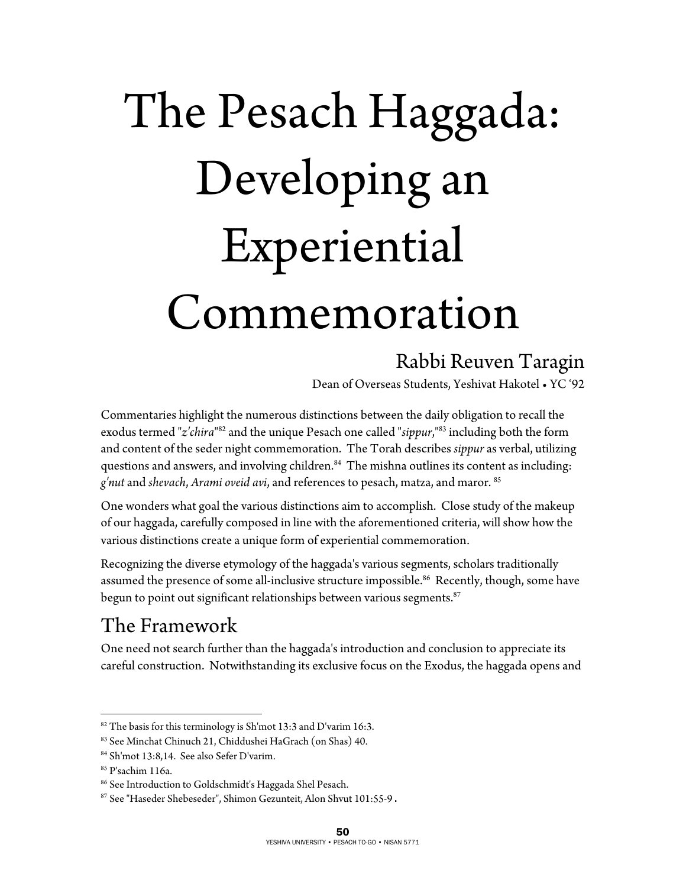# The Pesach Haggada: Developing an Experiential Commemoration

## Rabbi Reuven Taragin

Dean of Overseas Students, Yeshivat Hakotel • YC '92

Commentaries highlight the numerous distinctions between the daily obligation to recall the exodus termed "*z'chira*"[82] and the unique Pesach one called "*sippur*,"[83] including both the form and content of the seder night commemoration. The Torah describes *sippur* as verbal, utilizing questions and answers, and involving children.[84] The mishna outlines its content as including: *g'nut* and *shevach*, *Arami oveid avi*, and references to pesach, matza, and maror. [85]

One wonders what goal the various distinctions aim to accomplish. Close study of the makeup of our haggada, carefully composed in line with the aforementioned criteria, will show how the various distinctions create a unique form of experiential commemoration.

Recognizing the diverse etymology of the haggada's various segments, scholars traditionally assumed the presence of some all-inclusive structure impossible.[86] Recently, though, some have begun to point out significant relationships between various segments.[87]

## The Framework

One need not search further than the haggada's introduction and conclusion to appreciate its careful construction. Notwithstanding its exclusive focus on the Exodus, the haggada opens and

---

[82] The basis for this terminology is Sh'mot 13:3 and D'varim 16:3.

[83] See Minchat Chinuch 21, Chiddushei HaGrach (on Shas) 40.

[84] Sh'mot 13:8,14. See also Sefer D'varim.

[85] P'sachim 116a.

[86] See Introduction to Goldschmidt's Haggada Shel Pesach.

[87] See "Haseder Shebeseder", Shimon Gezunteit, Alon Shvut 101:55-9 .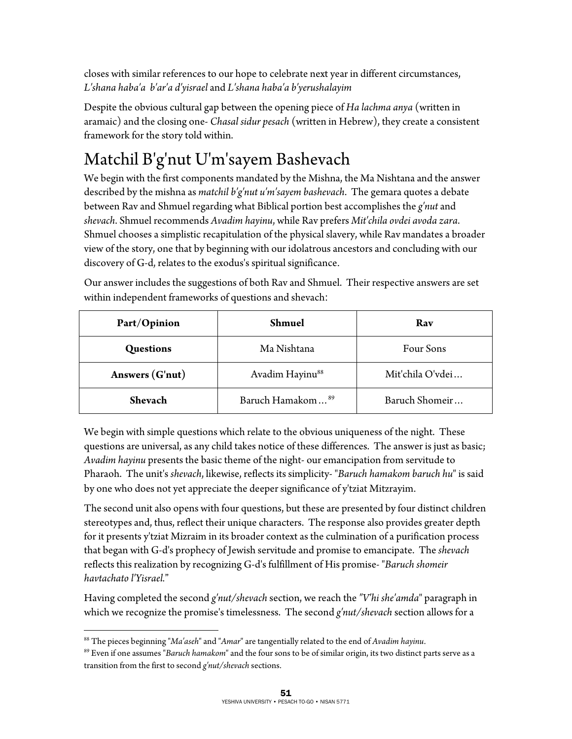closes with similar references to our hope to celebrate next year in different circumstances, *L'shana haba'a b'ar'a d'yisrael* and *L'shana haba'a b'yerushalayim*

Despite the obvious cultural gap between the opening piece of *Ha lachma anya* (written in aramaic) and the closing one- *Chasal sidur pesach* (written in Hebrew), they create a consistent framework for the story told within.

## Matchil B'g'nut U'm'sayem Bashevach

We begin with the first components mandated by the Mishna, the Ma Nishtana and the answer described by the mishna as *matchil b'g'nut u'm'sayem bashevach*. The gemara quotes a debate between Rav and Shmuel regarding what Biblical portion best accomplishes the *g'nut* and *shevach*. Shmuel recommends *Avadim hayinu*, while Rav prefers *Mit'chila ovdei avoda zara*. Shmuel chooses a simplistic recapitulation of the physical slavery, while Rav mandates a broader view of the story, one that by beginning with our idolatrous ancestors and concluding with our discovery of G-d, relates to the exodus's spiritual significance.

Our answer includes the suggestions of both Rav and Shmuel. Their respective answers are set within independent frameworks of questions and shevach:

| Part/Opinion | Shmuel | Rav |
|---|---|---|
| **Questions** | Ma Nishtana | Four Sons |
| **Answers (G'nut)** | Avadim Hayinu[88] | Mit'chila O'vdei… |
| **Shevach** | Baruch Hamakom…[89] | Baruch Shomeir… |

We begin with simple questions which relate to the obvious uniqueness of the night. These questions are universal, as any child takes notice of these differences. The answer is just as basic; *Avadim hayinu* presents the basic theme of the night- our emancipation from servitude to Pharaoh. The unit's *shevach*, likewise, reflects its simplicity- "*Baruch hamakom baruch hu*" is said by one who does not yet appreciate the deeper significance of y'tziat Mitzrayim.

The second unit also opens with four questions, but these are presented by four distinct children stereotypes and, thus, reflect their unique characters. The response also provides greater depth for it presents y'tziat Mizraim in its broader context as the culmination of a purification process that began with G-d's prophecy of Jewish servitude and promise to emancipate. The *shevach* reflects this realization by recognizing G-d's fulfillment of His promise- "*Baruch shomeir havtachato l'Yisrael.*"

Having completed the second *g'nut/shevach* section, we reach the *"V'hi she'amda*" paragraph in which we recognize the promise's timelessness. The second *g'nut/shevach* section allows for a

---

[88] The pieces beginning "*Ma'aseh*" and "*Amar*" are tangentially related to the end of *Avadim hayinu*.

[89] Even if one assumes "*Baruch hamakom*" and the four sons to be of similar origin, its two distinct parts serve as a transition from the first to second *g'nut/shevach* sections.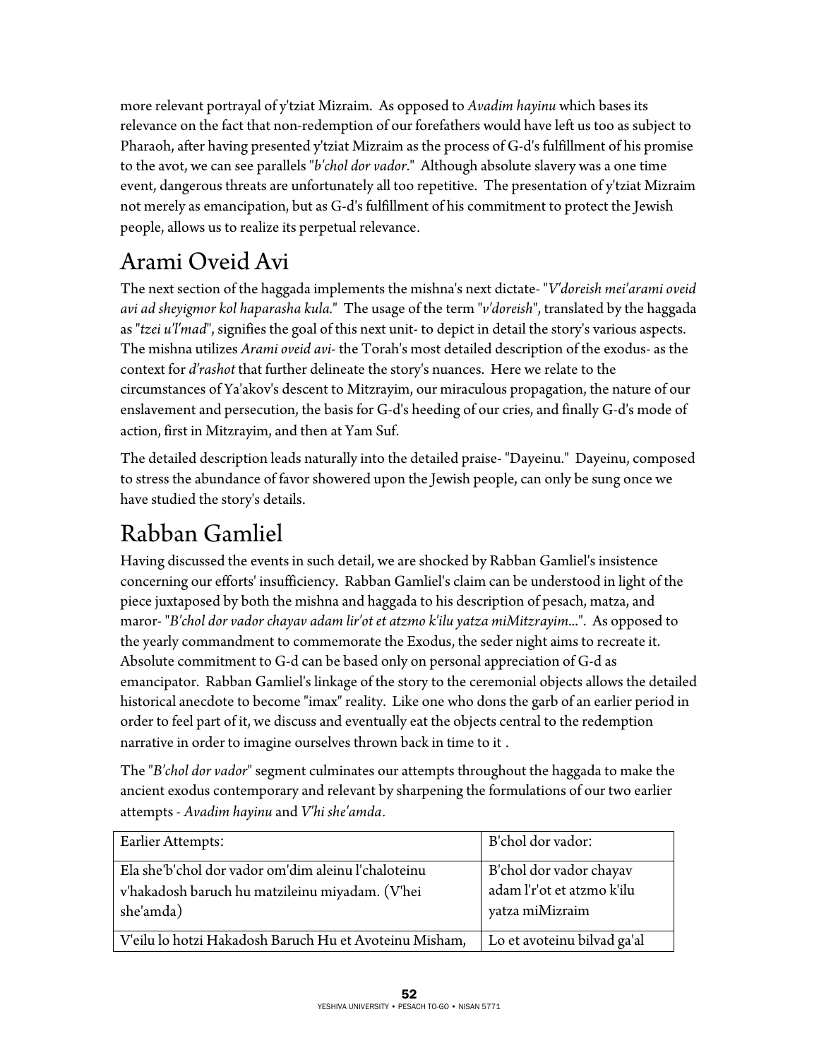more relevant portrayal of y'tziat Mizraim. As opposed to *Avadim hayinu* which bases its relevance on the fact that non-redemption of our forefathers would have left us too as subject to Pharaoh, after having presented y'tziat Mizraim as the process of G-d's fulfillment of his promise to the avot, we can see parallels "*b'chol dor vador*." Although absolute slavery was a one time event, dangerous threats are unfortunately all too repetitive. The presentation of y'tziat Mizraim not merely as emancipation, but as G-d's fulfillment of his commitment to protect the Jewish people, allows us to realize its perpetual relevance.

# Arami Oveid Avi

The next section of the haggada implements the mishna's next dictate- "*V'doreish mei'arami oveid avi ad sheyigmor kol haparasha kula.*" The usage of the term "*v'doreish*", translated by the haggada as "*tzei u'l'mad*", signifies the goal of this next unit- to depict in detail the story's various aspects. The mishna utilizes *Arami oveid avi*- the Torah's most detailed description of the exodus- as the context for *d'rashot* that further delineate the story's nuances. Here we relate to the circumstances of Ya'akov's descent to Mitzrayim, our miraculous propagation, the nature of our enslavement and persecution, the basis for G-d's heeding of our cries, and finally G-d's mode of action, first in Mitzrayim, and then at Yam Suf.

The detailed description leads naturally into the detailed praise- "Dayeinu." Dayeinu, composed to stress the abundance of favor showered upon the Jewish people, can only be sung once we have studied the story's details.

# Rabban Gamliel

Having discussed the events in such detail, we are shocked by Rabban Gamliel's insistence concerning our efforts' insufficiency. Rabban Gamliel's claim can be understood in light of the piece juxtaposed by both the mishna and haggada to his description of pesach, matza, and maror- "*B'chol dor vador chayav adam lir'ot et atzmo k'ilu yatza miMitzrayim...*". As opposed to the yearly commandment to commemorate the Exodus, the seder night aims to recreate it. Absolute commitment to G-d can be based only on personal appreciation of G-d as emancipator. Rabban Gamliel's linkage of the story to the ceremonial objects allows the detailed historical anecdote to become "imax" reality. Like one who dons the garb of an earlier period in order to feel part of it, we discuss and eventually eat the objects central to the redemption narrative in order to imagine ourselves thrown back in time to it .

The "*B'chol dor vador*" segment culminates our attempts throughout the haggada to make the ancient exodus contemporary and relevant by sharpening the formulations of our two earlier attempts - *Avadim hayinu* and *V'hi she'amda*.

| Earlier Attempts: | B'chol dor vador: |
|---|---|
| Ela she'b'chol dor vador om'dim aleinu l'chaloteinu v'hakadosh baruch hu matzileinu miyadam. (V'hei she'amda) | B'chol dor vador chayav adam l'r'ot et atzmo k'ilu yatza miMizraim |
| V'eilu lo hotzi Hakadosh Baruch Hu et Avoteinu Misham, | Lo et avoteinu bilvad ga'al |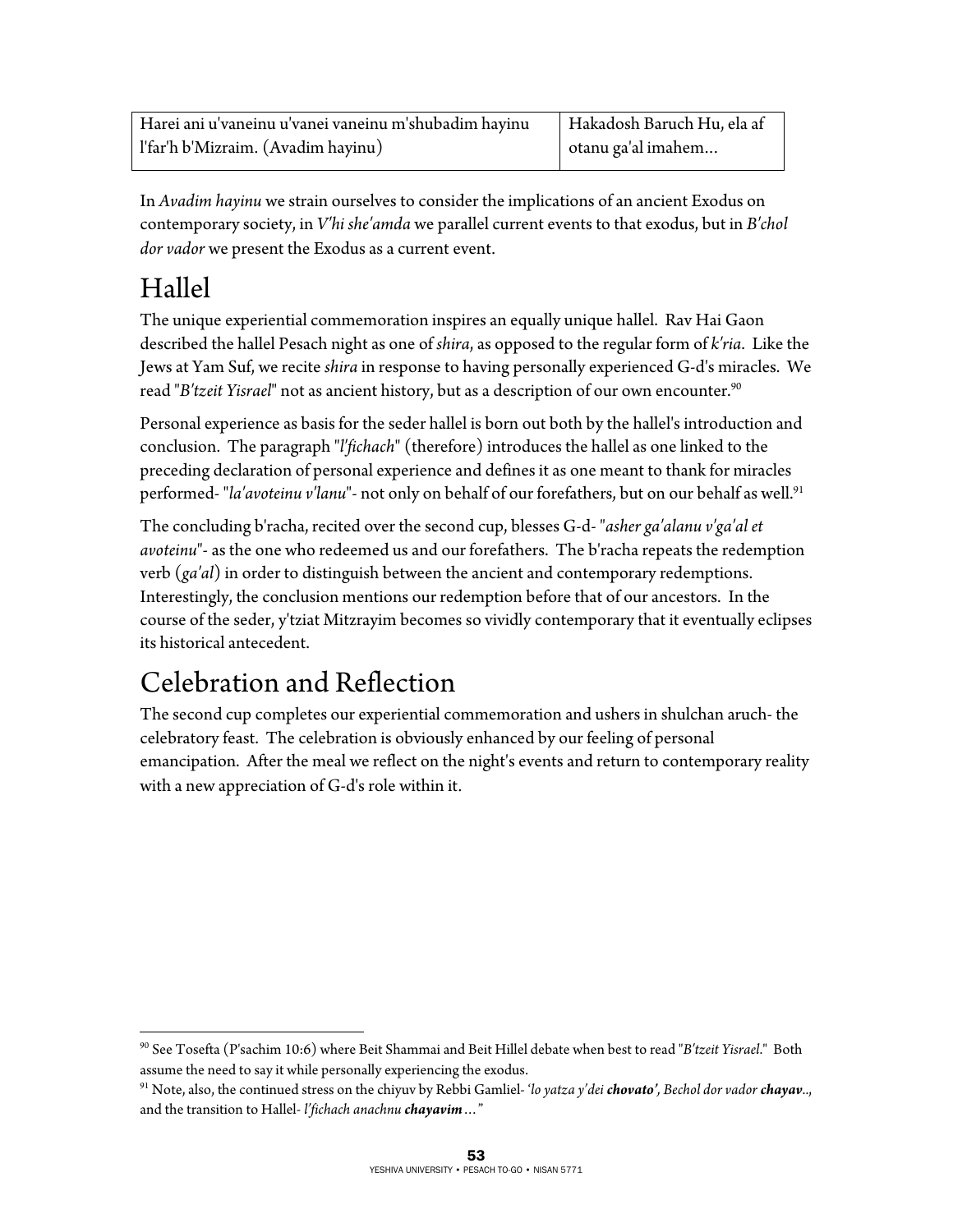| | |
|---|---|
| Harei ani u'vaneinu u'vanei vaneinu m'shubadim hayinu l'far'h b'Mizraim. (Avadim hayinu) | Hakadosh Baruch Hu, ela af otanu ga'al imahem… |

In *Avadim hayinu* we strain ourselves to consider the implications of an ancient Exodus on contemporary society, in *V'hi she'amda* we parallel current events to that exodus, but in *B'chol dor vador* we present the Exodus as a current event.

# Hallel

The unique experiential commemoration inspires an equally unique hallel. Rav Hai Gaon described the hallel Pesach night as one of *shira*, as opposed to the regular form of *k'ria*. Like the Jews at Yam Suf, we recite *shira* in response to having personally experienced G-d's miracles. We read "*B'tzeit Yisrael*" not as ancient history, but as a description of our own encounter.[90]

Personal experience as basis for the seder hallel is born out both by the hallel's introduction and conclusion. The paragraph "*l'fichach*" (therefore) introduces the hallel as one linked to the preceding declaration of personal experience and defines it as one meant to thank for miracles performed- "*la'avoteinu v'lanu*"- not only on behalf of our forefathers, but on our behalf as well.[91]

The concluding b'racha, recited over the second cup, blesses G-d- "*asher ga'alanu v'ga'al et avoteinu*"- as the one who redeemed us and our forefathers. The b'racha repeats the redemption verb (*ga'al*) in order to distinguish between the ancient and contemporary redemptions. Interestingly, the conclusion mentions our redemption before that of our ancestors. In the course of the seder, y'tziat Mitzrayim becomes so vividly contemporary that it eventually eclipses its historical antecedent.

# Celebration and Reflection

The second cup completes our experiential commemoration and ushers in shulchan aruch- the celebratory feast. The celebration is obviously enhanced by our feeling of personal emancipation. After the meal we reflect on the night's events and return to contemporary reality with a new appreciation of G-d's role within it.

---

[90] See Tosefta (P'sachim 10:6) where Beit Shammai and Beit Hillel debate when best to read "*B'tzeit Yisrael*." Both assume the need to say it while personally experiencing the exodus.

[91] Note, also, the continued stress on the chiyuv by Rebbi Gamliel- *'lo yatza y'dei **chovato**', Bechol dor vador **chayav**..*, and the transition to Hallel- *l'fichach anachnu **chayavim**…"*